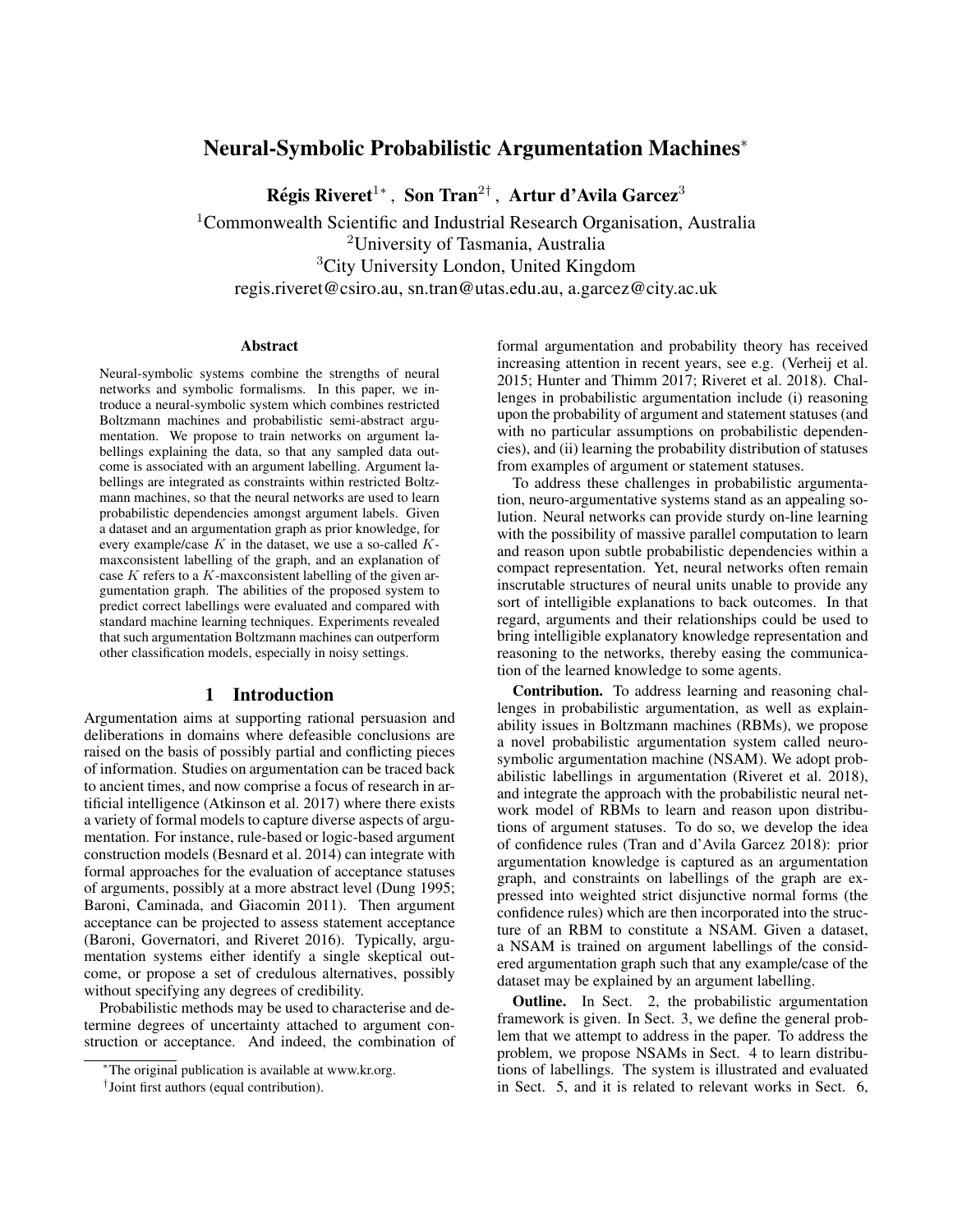# Neural-Symbolic Probabilistic Argumentation Machines*

**Régis Riveret[1*], Son Tran[2†], Artur d'Avila Garcez[3]**

[1]Commonwealth Scientific and Industrial Research Organisation, Australia
[2]University of Tasmania, Australia
[3]City University London, United Kingdom
regis.riveret@csiro.au, sn.tran@utas.edu.au, a.garcez@city.ac.uk

### Abstract

Neural-symbolic systems combine the strengths of neural networks and symbolic formalisms. In this paper, we introduce a neural-symbolic system which combines restricted Boltzmann machines and probabilistic semi-abstract argumentation. We propose to train networks on argument labellings explaining the data, so that any sampled data outcome is associated with an argument labelling. Argument labellings are integrated as constraints within restricted Boltzmann machines, so that the neural networks are used to learn probabilistic dependencies amongst argument labels. Given a dataset and an argumentation graph as prior knowledge, for every example/case $K$ in the dataset, we use a so-called $K$-maxconsistent labelling of the graph, and an explanation of case $K$ refers to a $K$-maxconsistent labelling of the given argumentation graph. The abilities of the proposed system to predict correct labellings were evaluated and compared with standard machine learning techniques. Experiments revealed that such argumentation Boltzmann machines can outperform other classification models, especially in noisy settings.

## 1 Introduction

Argumentation aims at supporting rational persuasion and deliberations in domains where defeasible conclusions are raised on the basis of possibly partial and conflicting pieces of information. Studies on argumentation can be traced back to ancient times, and now comprise a focus of research in artificial intelligence (Atkinson et al. 2017) where there exists a variety of formal models to capture diverse aspects of argumentation. For instance, rule-based or logic-based argument construction models (Besnard et al. 2014) can integrate with formal approaches for the evaluation of acceptance statuses of arguments, possibly at a more abstract level (Dung 1995; Baroni, Caminada, and Giacomin 2011). Then argument acceptance can be projected to assess statement acceptance (Baroni, Governatori, and Riveret 2016). Typically, argumentation systems either identify a single skeptical outcome, or propose a set of credulous alternatives, possibly without specifying any degrees of credibility.

Probabilistic methods may be used to characterise and determine degrees of uncertainty attached to argument construction or acceptance. And indeed, the combination of formal argumentation and probability theory has received increasing attention in recent years, see e.g. (Verheij et al. 2015; Hunter and Thimm 2017; Riveret et al. 2018). Challenges in probabilistic argumentation include (i) reasoning upon the probability of argument and statement statuses (and with no particular assumptions on probabilistic dependencies), and (ii) learning the probability distribution of statuses from examples of argument or statement statuses.

To address these challenges in probabilistic argumentation, neuro-argumentative systems stand as an appealing solution. Neural networks can provide sturdy on-line learning with the possibility of massive parallel computation to learn and reason upon subtle probabilistic dependencies within a compact representation. Yet, neural networks often remain inscrutable structures of neural units unable to provide any sort of intelligible explanations to back outcomes. In that regard, arguments and their relationships could be used to bring intelligible explanatory knowledge representation and reasoning to the networks, thereby easing the communication of the learned knowledge to some agents.

**Contribution.** To address learning and reasoning challenges in probabilistic argumentation, as well as explainability issues in Boltzmann machines (RBMs), we propose a novel probabilistic argumentation system called neuro-symbolic argumentation machine (NSAM). We adopt probabilistic labellings in argumentation (Riveret et al. 2018), and integrate the approach with the probabilistic neural network model of RBMs to learn and reason upon distributions of argument statuses. To do so, we develop the idea of confidence rules (Tran and d'Avila Garcez 2018): prior argumentation knowledge is captured as an argumentation graph, and constraints on labellings of the graph are expressed into weighted strict disjunctive normal forms (the confidence rules) which are then incorporated into the structure of an RBM to constitute a NSAM. Given a dataset, a NSAM is trained on argument labellings of the considered argumentation graph such that any example/case of the dataset may be explained by an argument labelling.

**Outline.** In Sect. 2, the probabilistic argumentation framework is given. In Sect. 3, we define the general problem that we attempt to address in the paper. To address the problem, we propose NSAMs in Sect. 4 to learn distributions of labellings. The system is illustrated and evaluated in Sect. 5, and it is related to relevant works in Sect. 6,

*The original publication is available at www.kr.org.

†Joint first authors (equal contribution).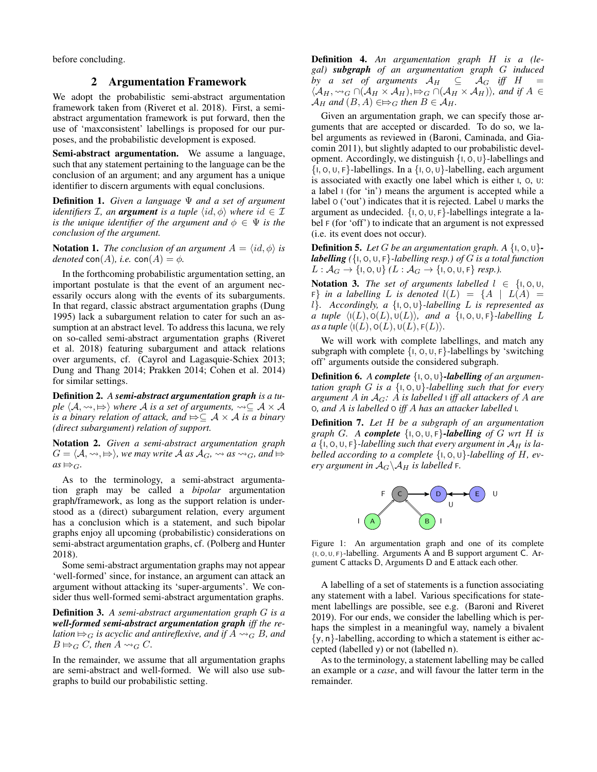before concluding.

## 2 Argumentation Framework

We adopt the probabilistic semi-abstract argumentation framework taken from (Riveret et al. 2018). First, a semi-abstract argumentation framework is put forward, then the use of 'maxconsistent' labellings is proposed for our purposes, and the probabilistic development is exposed.

**Semi-abstract argumentation.** We assume a language, such that any statement pertaining to the language can be the conclusion of an argument; and any argument has a unique identifier to discern arguments with equal conclusions.

**Definition 1.** *Given a language $\Psi$ and a set of argument identifiers $\mathcal{I}$, an **argument** is a tuple $\langle id, \phi \rangle$ where $id \in \mathcal{I}$ is the unique identifier of the argument and $\phi \in \Psi$ is the conclusion of the argument.*

**Notation 1.** *The conclusion of an argument $A = \langle id, \phi \rangle$ is denoted $\mathsf{con}(A)$, i.e. $\mathsf{con}(A) = \phi$.*

In the forthcoming probabilistic argumentation setting, an important postulate is that the event of an argument necessarily occurs along with the events of its subarguments. In that regard, classic abstract argumentation graphs (Dung 1995) lack a subargument relation to cater for such an assumption at an abstract level. To address this lacuna, we rely on so-called semi-abstract argumentation graphs (Riveret et al. 2018) featuring subargument and attack relations over arguments, cf. (Cayrol and Lagasquie-Schiex 2013; Dung and Thang 2014; Prakken 2014; Cohen et al. 2014) for similar settings.

**Definition 2.** *A **semi-abstract argumentation graph** is a tuple $\langle \mathcal{A}, \rightsquigarrow, \Rightarrow \rangle$ where $\mathcal{A}$ is a set of arguments, $\rightsquigarrow \subseteq \mathcal{A} \times \mathcal{A}$ is a binary relation of attack, and $\Rightarrow \subseteq \mathcal{A} \times \mathcal{A}$ is a binary (direct subargument) relation of support.*

**Notation 2.** *Given a semi-abstract argumentation graph $G = \langle \mathcal{A}, \rightsquigarrow, \Rightarrow \rangle$, we may write $\mathcal{A}$ as $\mathcal{A}_G$, $\rightsquigarrow$ as $\rightsquigarrow_G$, and $\Rightarrow$ as $\Rightarrow_G$.*

As to the terminology, a semi-abstract argumentation graph may be called a *bipolar* argumentation graph/framework, as long as the support relation is understood as a (direct) subargument relation, every argument has a conclusion which is a statement, and such bipolar graphs enjoy all upcoming (probabilistic) considerations on semi-abstract argumentation graphs, cf. (Polberg and Hunter 2018).

Some semi-abstract argumentation graphs may not appear 'well-formed' since, for instance, an argument can attack an argument without attacking its 'super-arguments'. We consider thus well-formed semi-abstract argumentation graphs.

**Definition 3.** *A semi-abstract argumentation graph $G$ is a **well-formed semi-abstract argumentation graph** iff the relation $\Rightarrow_G$ is acyclic and antireflexive, and if $A \rightsquigarrow_G B$, and $B \Rightarrow_G C$, then $A \rightsquigarrow_G C$.*

In the remainder, we assume that all argumentation graphs are semi-abstract and well-formed. We will also use subgraphs to build our probabilistic setting.

**Definition 4.** *An argumentation graph $H$ is a (legal) **subgraph** of an argumentation graph $G$ induced by a set of arguments $\mathcal{A}_H \subseteq \mathcal{A}_G$ iff $H = \langle \mathcal{A}_H, \rightsquigarrow_G \cap (\mathcal{A}_H \times \mathcal{A}_H), \Rightarrow_G \cap (\mathcal{A}_H \times \mathcal{A}_H) \rangle$, and if $A \in \mathcal{A}_H$ and $(B, A) \in \Rightarrow_G$ then $B \in \mathcal{A}_H$.*

Given an argumentation graph, we can specify those arguments that are accepted or discarded. To do so, we label arguments as reviewed in (Baroni, Caminada, and Giacomin 2011), but slightly adapted to our probabilistic development. Accordingly, we distinguish $\{\mathsf{I}, \mathsf{O}, \mathsf{U}\}$-labellings and $\{\mathsf{I}, \mathsf{O}, \mathsf{U}, \mathsf{F}\}$-labellings. In a $\{\mathsf{I}, \mathsf{O}, \mathsf{U}\}$-labelling, each argument is associated with exactly one label which is either $\mathsf{I}$, $\mathsf{O}$, $\mathsf{U}$: a label $\mathsf{I}$ (for 'in') means the argument is accepted while a label $\mathsf{O}$ ('out') indicates that it is rejected. Label $\mathsf{U}$ marks the argument as undecided. $\{\mathsf{I}, \mathsf{O}, \mathsf{U}, \mathsf{F}\}$-labellings integrate a label $\mathsf{F}$ (for 'off') to indicate that an argument is not expressed (i.e. its event does not occur).

**Definition 5.** *Let $G$ be an argumentation graph. A $\{\mathsf{I}, \mathsf{O}, \mathsf{U}\}$-**labelling** ($\{\mathsf{I}, \mathsf{O}, \mathsf{U}, \mathsf{F}\}$-labelling resp.) of $G$ is a total function $L : \mathcal{A}_G \rightarrow \{\mathsf{I}, \mathsf{O}, \mathsf{U}\}$ ($L : \mathcal{A}_G \rightarrow \{\mathsf{I}, \mathsf{O}, \mathsf{U}, \mathsf{F}\}$ resp.).*

**Notation 3.** *The set of arguments labelled $l \in \{\mathsf{I}, \mathsf{O}, \mathsf{U}, \mathsf{F}\}$ in a labelling $L$ is denoted $l(L) = \{A \mid L(A) = l\}$. Accordingly, a $\{\mathsf{I}, \mathsf{O}, \mathsf{U}\}$-labelling $L$ is represented as a tuple $\langle \mathsf{I}(L), \mathsf{O}(L), \mathsf{U}(L) \rangle$, and a $\{\mathsf{I}, \mathsf{O}, \mathsf{U}, \mathsf{F}\}$-labelling $L$ as a tuple $\langle \mathsf{I}(L), \mathsf{O}(L), \mathsf{U}(L), \mathsf{F}(L) \rangle$.*

We will work with complete labellings, and match any subgraph with complete $\{\mathsf{I}, \mathsf{O}, \mathsf{U}, \mathsf{F}\}$-labellings by 'switching off' arguments outside the considered subgraph.

**Definition 6.** *A **complete** $\{\mathsf{I}, \mathsf{O}, \mathsf{U}\}$-**labelling** of an argumentation graph $G$ is a $\{\mathsf{I}, \mathsf{O}, \mathsf{U}\}$-labelling such that for every argument $A$ in $\mathcal{A}_G$: $A$ is labelled $\mathsf{I}$ iff all attackers of $A$ are $\mathsf{O}$, and $A$ is labelled $\mathsf{O}$ iff $A$ has an attacker labelled $\mathsf{I}$.*

**Definition 7.** *Let $H$ be a subgraph of an argumentation graph $G$. A **complete** $\{\mathsf{I}, \mathsf{O}, \mathsf{U}, \mathsf{F}\}$-**labelling** of $G$ wrt $H$ is a $\{\mathsf{I}, \mathsf{O}, \mathsf{U}, \mathsf{F}\}$-labelling such that every argument in $\mathcal{A}_H$ is labelled according to a complete $\{\mathsf{I}, \mathsf{O}, \mathsf{U}\}$-labelling of $H$, every argument in $\mathcal{A}_G \backslash \mathcal{A}_H$ is labelled $\mathsf{F}$.*

Figure 1: An argumentation graph and one of its complete $\{\mathsf{I}, \mathsf{O}, \mathsf{U}, \mathsf{F}\}$-labelling. Arguments A and B support argument C. Argument C attacks D, Arguments D and E attack each other.

A labelling of a set of statements is a function associating any statement with a label. Various specifications for statement labellings are possible, see e.g. (Baroni and Riveret 2019). For our ends, we consider the labelling which is perhaps the simplest in a meaningful way, namely a bivalent $\{\mathsf{y}, \mathsf{n}\}$-labelling, according to which a statement is either accepted (labelled $\mathsf{y}$) or not (labelled $\mathsf{n}$).

As to the terminology, a statement labelling may be called an example or a *case*, and will favour the latter term in the remainder.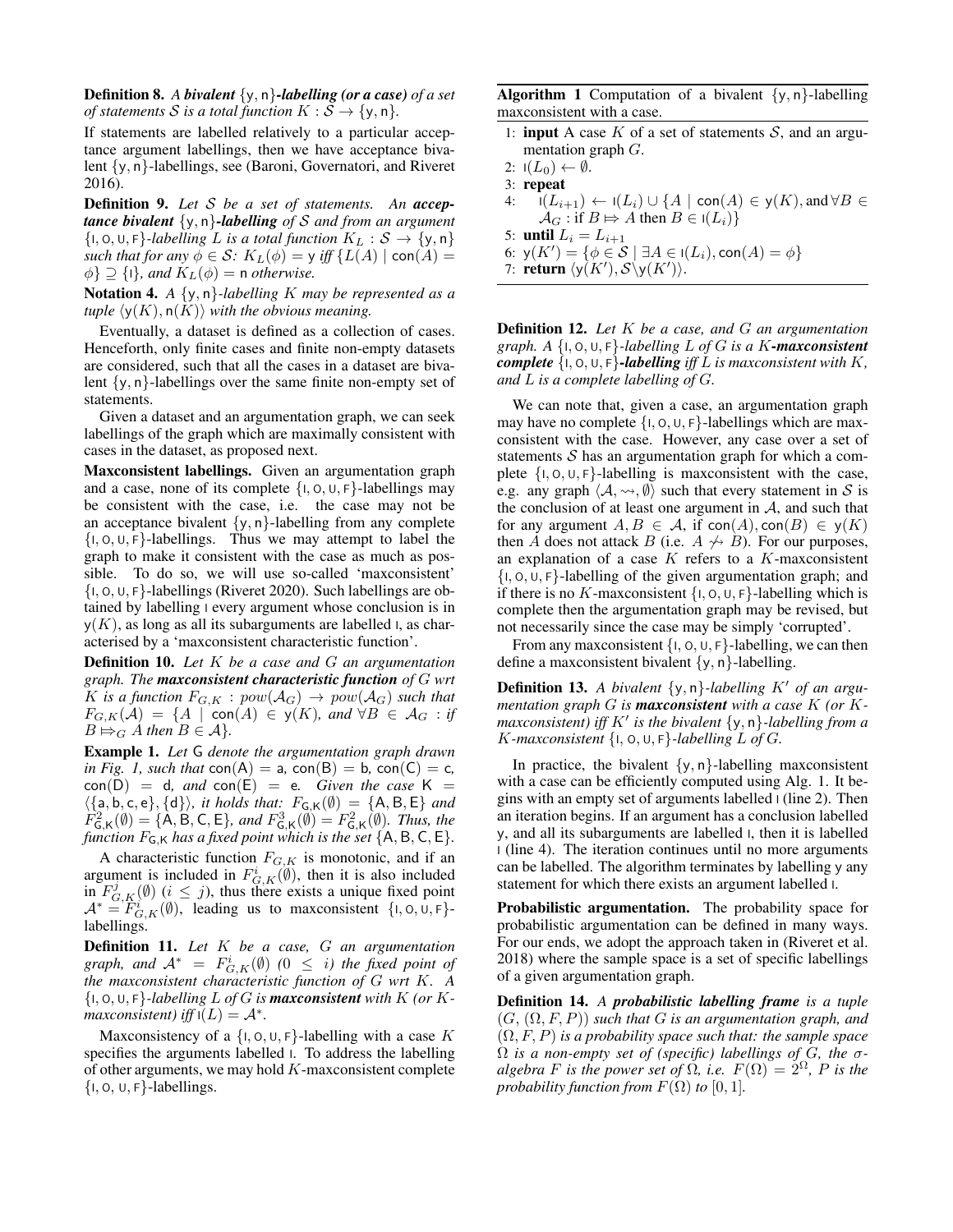**Definition 8.** *A **bivalent** $\{\mathsf{y}, \mathsf{n}\}$**-labelling (or a case)** of a set of statements $\mathcal{S}$ is a total function $K : \mathcal{S} \to \{\mathsf{y}, \mathsf{n}\}$.*

If statements are labelled relatively to a particular acceptance argument labellings, then we have acceptance bivalent $\{\mathsf{y}, \mathsf{n}\}$-labellings, see (Baroni, Governatori, and Riveret 2016).

**Definition 9.** *Let $\mathcal{S}$ be a set of statements. An **acceptance bivalent** $\{\mathsf{y}, \mathsf{n}\}$**-labelling** of $\mathcal{S}$ and from an argument $\{\mathsf{I}, \mathsf{O}, \mathsf{U}, \mathsf{F}\}$-labelling $L$ is a total function $K_L : \mathcal{S} \to \{\mathsf{y}, \mathsf{n}\}$ such that for any $\phi \in \mathcal{S}$: $K_L(\phi) = \mathsf{y}$ iff $\{L(A) \mid \mathsf{con}(A) = \phi\} \supseteq \{\mathsf{I}\}$, and $K_L(\phi) = \mathsf{n}$ otherwise.*

**Notation 4.** *A $\{\mathsf{y}, \mathsf{n}\}$-labelling $K$ may be represented as a tuple $\langle \mathsf{y}(K), \mathsf{n}(K) \rangle$ with the obvious meaning.*

Eventually, a dataset is defined as a collection of cases. Henceforth, only finite cases and finite non-empty datasets are considered, such that all the cases in a dataset are bivalent $\{\mathsf{y}, \mathsf{n}\}$-labellings over the same finite non-empty set of statements.

Given a dataset and an argumentation graph, we can seek labellings of the graph which are maximally consistent with cases in the dataset, as proposed next.

**Maxconsistent labellings.** Given an argumentation graph and a case, none of its complete $\{\mathsf{I}, \mathsf{O}, \mathsf{U}, \mathsf{F}\}$-labellings may be consistent with the case, i.e. the case may not be an acceptance bivalent $\{\mathsf{y}, \mathsf{n}\}$-labelling from any complete $\{\mathsf{I}, \mathsf{O}, \mathsf{U}, \mathsf{F}\}$-labellings. Thus we may attempt to label the graph to make it consistent with the case as much as possible. To do so, we will use so-called 'maxconsistent' $\{\mathsf{I}, \mathsf{O}, \mathsf{U}, \mathsf{F}\}$-labellings (Riveret 2020). Such labellings are obtained by labelling $\mathsf{I}$ every argument whose conclusion is in $\mathsf{y}(K)$, as long as all its subarguments are labelled $\mathsf{I}$, as characterised by a 'maxconsistent characteristic function'.

**Definition 10.** *Let $K$ be a case and $G$ an argumentation graph. The **maxconsistent characteristic function** of $G$ wrt $K$ is a function $F_{G,K} : pow(\mathcal{A}_G) \to pow(\mathcal{A}_G)$ such that $F_{G,K}(\mathcal{A}) = \{A \mid \mathsf{con}(A) \in \mathsf{y}(K)$, and $\forall B \in \mathcal{A}_G$ : if $B \Rightarrow_G A$ then $B \in \mathcal{A}\}$.*

**Example 1.** *Let $\mathsf{G}$ denote the argumentation graph drawn in Fig. 1, such that $\mathsf{con}(\mathsf{A}) = \mathsf{a}$, $\mathsf{con}(\mathsf{B}) = \mathsf{b}$, $\mathsf{con}(\mathsf{C}) = \mathsf{c}$, $\mathsf{con}(\mathsf{D}) = \mathsf{d}$, and $\mathsf{con}(\mathsf{E}) = \mathsf{e}$. Given the case $\mathsf{K} = \langle\{\mathsf{a}, \mathsf{b}, \mathsf{c}, \mathsf{e}\}, \{\mathsf{d}\}\rangle$, it holds that: $F_{\mathsf{G},\mathsf{K}}(\emptyset) = \{\mathsf{A}, \mathsf{B}, \mathsf{E}\}$ and $F^2_{\mathsf{G},\mathsf{K}}(\emptyset) = \{\mathsf{A}, \mathsf{B}, \mathsf{C}, \mathsf{E}\}$, and $F^3_{\mathsf{G},\mathsf{K}}(\emptyset) = F^2_{\mathsf{G},\mathsf{K}}(\emptyset)$. Thus, the function $F_{\mathsf{G},\mathsf{K}}$ has a fixed point which is the set $\{\mathsf{A}, \mathsf{B}, \mathsf{C}, \mathsf{E}\}$.*

A characteristic function $F_{G,K}$ is monotonic, and if an argument is included in $F^i_{G,K}(\emptyset)$, then it is also included in $F^j_{G,K}(\emptyset)$ ($i \leq j$), thus there exists a unique fixed point $\mathcal{A}^* = F^i_{G,K}(\emptyset)$, leading us to maxconsistent $\{\mathsf{I}, \mathsf{O}, \mathsf{U}, \mathsf{F}\}$-labellings.

**Definition 11.** *Let $K$ be a case, $G$ an argumentation graph, and $\mathcal{A}^* = F^i_{G,K}(\emptyset)$ ($0 \leq i$) the fixed point of the maxconsistent characteristic function of $G$ wrt $K$. A $\{\mathsf{I}, \mathsf{O}, \mathsf{U}, \mathsf{F}\}$-labelling $L$ of $G$ is **maxconsistent** with $K$ (or $K$-maxconsistent) iff $\mathsf{I}(L) = \mathcal{A}^*$.*

Maxconsistency of a $\{\mathsf{I}, \mathsf{O}, \mathsf{U}, \mathsf{F}\}$-labelling with a case $K$ specifies the arguments labelled $\mathsf{I}$. To address the labelling of other arguments, we may hold $K$-maxconsistent complete $\{\mathsf{I}, \mathsf{O}, \mathsf{U}, \mathsf{F}\}$-labellings.

**Algorithm 1** Computation of a bivalent $\{\mathsf{y}, \mathsf{n}\}$-labelling maxconsistent with a case.

```
1: input A case K of a set of statements S, and an argumentation graph G.
2: I(L_0) ← ∅.
3: repeat
4:    I(L_{i+1}) ← I(L_i) ∪ {A | con(A) ∈ y(K), and ∀B ∈ A_G : if B ⇒ A then B ∈ I(L_i)}
5: until L_i = L_{i+1}
6: y(K') = {φ ∈ S | ∃A ∈ I(L_i), con(A) = φ}
7: return ⟨y(K'), S\y(K')⟩.
```

**Definition 12.** *Let $K$ be a case, and $G$ an argumentation graph. A $\{\mathsf{I}, \mathsf{O}, \mathsf{U}, \mathsf{F}\}$-labelling $L$ of $G$ is a $K$**-maxconsistent complete** $\{\mathsf{I}, \mathsf{O}, \mathsf{U}, \mathsf{F}\}$**-labelling** iff $L$ is maxconsistent with $K$, and $L$ is a complete labelling of $G$.*

We can note that, given a case, an argumentation graph may have no complete $\{\mathsf{I}, \mathsf{O}, \mathsf{U}, \mathsf{F}\}$-labellings which are maxconsistent with the case. However, any case over a set of statements $\mathcal{S}$ has an argumentation graph for which a complete $\{\mathsf{I}, \mathsf{O}, \mathsf{U}, \mathsf{F}\}$-labelling is maxconsistent with the case, e.g. any graph $\langle \mathcal{A}, \rightsquigarrow, \emptyset \rangle$ such that every statement in $\mathcal{S}$ is the conclusion of at least one argument in $\mathcal{A}$, and such that for any argument $A, B \in \mathcal{A}$, if $\mathsf{con}(A), \mathsf{con}(B) \in \mathsf{y}(K)$ then $A$ does not attack $B$ (i.e. $A \not\rightsquigarrow B$). For our purposes, an explanation of a case $K$ refers to a $K$-maxconsistent $\{\mathsf{I}, \mathsf{O}, \mathsf{U}, \mathsf{F}\}$-labelling of the given argumentation graph; and if there is no $K$-maxconsistent $\{\mathsf{I}, \mathsf{O}, \mathsf{U}, \mathsf{F}\}$-labelling which is complete then the argumentation graph may be revised, but not necessarily since the case may be simply 'corrupted'.

From any maxconsistent $\{\mathsf{I}, \mathsf{O}, \mathsf{U}, \mathsf{F}\}$-labelling, we can then define a maxconsistent bivalent $\{\mathsf{y}, \mathsf{n}\}$-labelling.

**Definition 13.** *A bivalent $\{\mathsf{y}, \mathsf{n}\}$-labelling $K'$ of an argumentation graph $G$ is **maxconsistent** with a case $K$ (or $K$-maxconsistent) iff $K'$ is the bivalent $\{\mathsf{y}, \mathsf{n}\}$-labelling from a $K$-maxconsistent $\{\mathsf{I}, \mathsf{O}, \mathsf{U}, \mathsf{F}\}$-labelling $L$ of $G$.*

In practice, the bivalent $\{\mathsf{y}, \mathsf{n}\}$-labelling maxconsistent with a case can be efficiently computed using Alg. 1. It begins with an empty set of arguments labelled $\mathsf{I}$ (line 2). Then an iteration begins. If an argument has a conclusion labelled $\mathsf{y}$, and all its subarguments are labelled $\mathsf{I}$, then it is labelled $\mathsf{I}$ (line 4). The iteration continues until no more arguments can be labelled. The algorithm terminates by labelling $\mathsf{y}$ any statement for which there exists an argument labelled $\mathsf{I}$.

**Probabilistic argumentation.** The probability space for probabilistic argumentation can be defined in many ways. For our ends, we adopt the approach taken in (Riveret et al. 2018) where the sample space is a set of specific labellings of a given argumentation graph.

**Definition 14.** *A **probabilistic labelling frame** is a tuple $(G, (\Omega, F, P))$ such that $G$ is an argumentation graph, and $(\Omega, F, P)$ is a probability space such that: the sample space $\Omega$ is a non-empty set of (specific) labellings of $G$, the $\sigma$-algebra $F$ is the power set of $\Omega$, i.e. $F(\Omega) = 2^{\Omega}$, $P$ is the probability function from $F(\Omega)$ to $[0, 1]$.*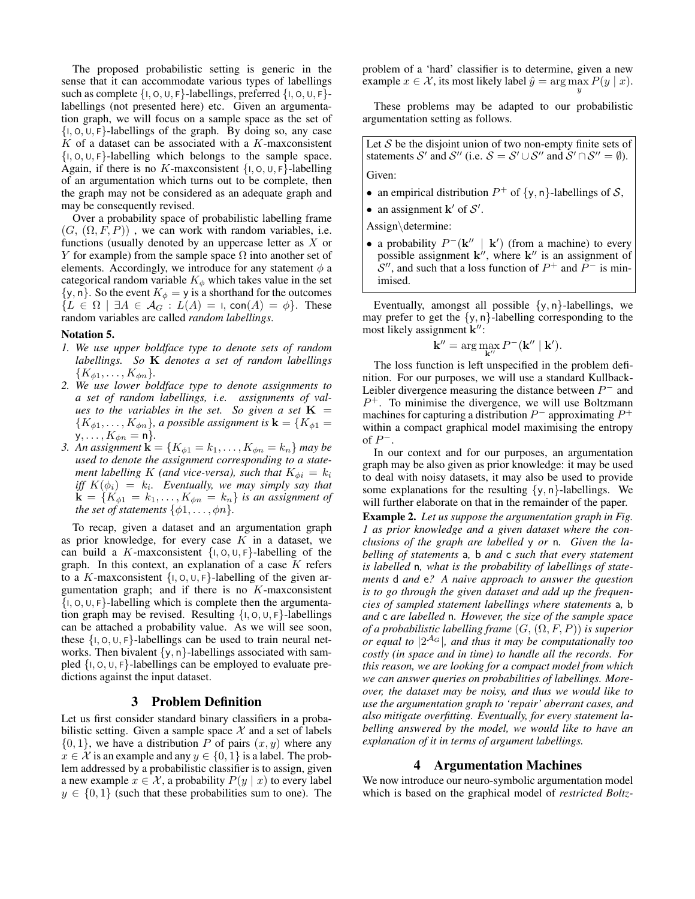The proposed probabilistic setting is generic in the sense that it can accommodate various types of labellings such as complete $\{\mathsf{I}, \mathsf{O}, \mathsf{U}, \mathsf{F}\}$-labellings, preferred $\{\mathsf{I}, \mathsf{O}, \mathsf{U}, \mathsf{F}\}$-labellings (not presented here) etc. Given an argumentation graph, we will focus on a sample space as the set of $\{\mathsf{I}, \mathsf{O}, \mathsf{U}, \mathsf{F}\}$-labellings of the graph. By doing so, any case $K$ of a dataset can be associated with a $K$-maxconsistent $\{\mathsf{I}, \mathsf{O}, \mathsf{U}, \mathsf{F}\}$-labelling which belongs to the sample space. Again, if there is no $K$-maxconsistent $\{\mathsf{I}, \mathsf{O}, \mathsf{U}, \mathsf{F}\}$-labelling of an argumentation which turns out to be complete, then the graph may not be considered as an adequate graph and may be consequently revised.

Over a probability space of probabilistic labelling frame $(G, (\Omega, F, P))$ , we can work with random variables, i.e. functions (usually denoted by an uppercase letter as $X$ or $Y$ for example) from the sample space $\Omega$ into another set of elements. Accordingly, we introduce for any statement $\phi$ a categorical random variable $K_\phi$ which takes value in the set $\{\mathsf{y}, \mathsf{n}\}$. So the event $K_\phi = \mathsf{y}$ is a shorthand for the outcomes $\{L \in \Omega \mid \exists A \in \mathcal{A}_G : L(A) = \mathsf{I}, \mathsf{con}(A) = \phi\}$. These random variables are called *random labellings*.

**Notation 5.**

1. *We use upper boldface type to denote sets of random labellings. So* $\mathbf{K}$ *denotes a set of random labellings* $\{K_{\phi 1}, \ldots, K_{\phi n}\}$.
2. *We use lower boldface type to denote assignments to a set of random labellings, i.e. assignments of values to the variables in the set. So given a set* $\mathbf{K} = \{K_{\phi 1}, \ldots, K_{\phi n}\}$*, a possible assignment is* $\mathbf{k} = \{K_{\phi 1} = \mathsf{y}, \ldots, K_{\phi n} = \mathsf{n}\}$.
3. *An assignment* $\mathbf{k} = \{K_{\phi 1} = k_1, \ldots, K_{\phi n} = k_n\}$ *may be used to denote the assignment corresponding to a statement labelling* $K$ *(and vice-versa), such that* $K_{\phi i} = k_i$ *iff* $K(\phi_i) = k_i$*. Eventually, we may simply say that* $\mathbf{k} = \{K_{\phi 1} = k_1, \ldots, K_{\phi n} = k_n\}$ *is an assignment of the set of statements* $\{\phi 1, \ldots, \phi n\}$.

To recap, given a dataset and an argumentation graph as prior knowledge, for every case $K$ in a dataset, we can build a $K$-maxconsistent $\{\mathsf{I}, \mathsf{O}, \mathsf{U}, \mathsf{F}\}$-labelling of the graph. In this context, an explanation of a case $K$ refers to a $K$-maxconsistent $\{\mathsf{I}, \mathsf{O}, \mathsf{U}, \mathsf{F}\}$-labelling of the given argumentation graph; and if there is no $K$-maxconsistent $\{\mathsf{I}, \mathsf{O}, \mathsf{U}, \mathsf{F}\}$-labelling which is complete then the argumentation graph may be revised. Resulting $\{\mathsf{I}, \mathsf{O}, \mathsf{U}, \mathsf{F}\}$-labellings can be attached a probability value. As we will see soon, these $\{\mathsf{I}, \mathsf{O}, \mathsf{U}, \mathsf{F}\}$-labellings can be used to train neural networks. Then bivalent $\{\mathsf{y}, \mathsf{n}\}$-labellings associated with sampled $\{\mathsf{I}, \mathsf{O}, \mathsf{U}, \mathsf{F}\}$-labellings can be employed to evaluate predictions against the input dataset.

## 3 Problem Definition

Let us first consider standard binary classifiers in a probabilistic setting. Given a sample space $\mathcal{X}$ and a set of labels $\{0, 1\}$, we have a distribution $P$ of pairs $(x, y)$ where any $x \in \mathcal{X}$ is an example and any $y \in \{0, 1\}$ is a label. The problem addressed by a probabilistic classifier is to assign, given a new example $x \in \mathcal{X}$, a probability $P(y \mid x)$ to every label $y \in \{0, 1\}$ (such that these probabilities sum to one). The problem of a 'hard' classifier is to determine, given a new example $x \in \mathcal{X}$, its most likely label $\hat{y} = \arg\max_y P(y \mid x)$.

These problems may be adapted to our probabilistic argumentation setting as follows.

> Let $\mathcal{S}$ be the disjoint union of two non-empty finite sets of statements $\mathcal{S}'$ and $\mathcal{S}''$ (i.e. $\mathcal{S} = \mathcal{S}' \cup \mathcal{S}''$ and $\mathcal{S}' \cap \mathcal{S}'' = \emptyset$).
>
> Given:
>
> - an empirical distribution $P^+$ of $\{\mathsf{y}, \mathsf{n}\}$-labellings of $\mathcal{S}$,
> - an assignment $\mathbf{k}'$ of $\mathcal{S}'$.
>
> Assign\determine:
>
> - a probability $P^-(\mathbf{k}'' \mid \mathbf{k}')$ (from a machine) to every possible assignment $\mathbf{k}''$, where $\mathbf{k}''$ is an assignment of $\mathcal{S}''$, and such that a loss function of $P^+$ and $P^-$ is minimised.

Eventually, amongst all possible $\{\mathsf{y}, \mathsf{n}\}$-labellings, we may prefer to get the $\{\mathsf{y}, \mathsf{n}\}$-labelling corresponding to the most likely assignment $\mathbf{k}''$:

$$\mathbf{k}'' = \arg\max_{\mathbf{k}''} P^-(\mathbf{k}'' \mid \mathbf{k}').$$

The loss function is left unspecified in the problem definition. For our purposes, we will use a standard Kullback-Leibler divergence measuring the distance between $P^-$ and $P^+$. To minimise the divergence, we will use Boltzmann machines for capturing a distribution $P^-$ approximating $P^+$ within a compact graphical model maximising the entropy of $P^-$.

In our context and for our purposes, an argumentation graph may be also given as prior knowledge: it may be used to deal with noisy datasets, it may also be used to provide some explanations for the resulting $\{\mathsf{y}, \mathsf{n}\}$-labellings. We will further elaborate on that in the remainder of the paper.

**Example 2.** *Let us suppose the argumentation graph in Fig. 1 as prior knowledge and a given dataset where the conclusions of the graph are labelled* $\mathsf{y}$ *or* $\mathsf{n}$*. Given the labelling of statements* $\mathsf{a}$, $\mathsf{b}$ *and* $\mathsf{c}$ *such that every statement is labelled* $\mathsf{n}$*, what is the probability of labellings of statements* $\mathsf{d}$ *and* $\mathsf{e}$*? A naive approach to answer the question is to go through the given dataset and add up the frequencies of sampled statement labellings where statements* $\mathsf{a}$, $\mathsf{b}$ *and* $\mathsf{c}$ *are labelled* $\mathsf{n}$*. However, the size of the sample space of a probabilistic labelling frame* $(G, (\Omega, F, P))$ *is superior or equal to* $|2^{\mathcal{A}_G}|$*, and thus it may be computationally too costly (in space and in time) to handle all the records. For this reason, we are looking for a compact model from which we can answer queries on probabilities of labellings. Moreover, the dataset may be noisy, and thus we would like to use the argumentation graph to 'repair' aberrant cases, and also mitigate overfitting. Eventually, for every statement labelling answered by the model, we would like to have an explanation of it in terms of argument labellings.*

## 4 Argumentation Machines

We now introduce our neuro-symbolic argumentation model which is based on the graphical model of *restricted Boltz-*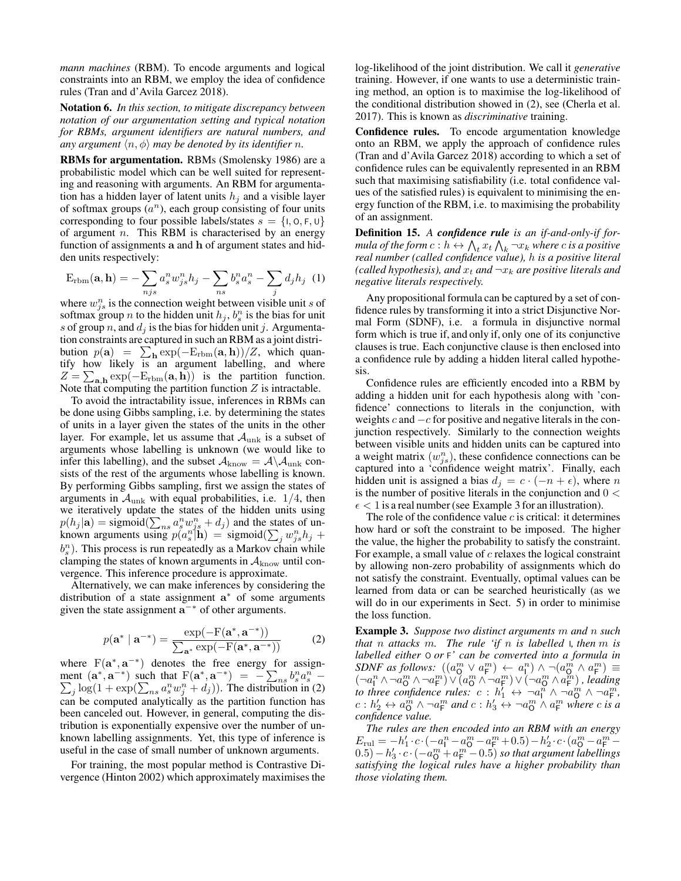*mann machines* (RBM). To encode arguments and logical constraints into an RBM, we employ the idea of confidence rules (Tran and d'Avila Garcez 2018).

**Notation 6.** *In this section, to mitigate discrepancy between notation of our argumentation setting and typical notation for RBMs, argument identifiers are natural numbers, and any argument $\langle n, \phi \rangle$ may be denoted by its identifier $n$.*

**RBMs for argumentation.** RBMs (Smolensky 1986) are a probabilistic model which can be well suited for representing and reasoning with arguments. An RBM for argumentation has a hidden layer of latent units $h_j$ and a visible layer of softmax groups ($a^n$), each group consisting of four units corresponding to four possible labels/states $s = \{\mathsf{I}, \mathsf{O}, \mathsf{F}, \mathsf{U}\}$ of argument $n$. This RBM is characterised by an energy function of assignments $\mathbf{a}$ and $\mathbf{h}$ of argument states and hidden units respectively:

$$\mathrm{E}_{\mathrm{rbm}}(\mathbf{a}, \mathbf{h}) = -\sum_{njs} a_s^n w_{js}^n h_j - \sum_{ns} b_s^n a_s^n - \sum_j d_j h_j \quad (1)$$

where $w_{js}^n$ is the connection weight between visible unit $s$ of softmax group $n$ to the hidden unit $h_j$, $b_s^n$ is the bias for unit $s$ of group $n$, and $d_j$ is the bias for hidden unit $j$. Argumentation constraints are captured in such an RBM as a joint distribution $p(\mathbf{a}) = \sum_{\mathbf{h}} \exp(-\mathrm{E}_{\mathrm{rbm}}(\mathbf{a}, \mathbf{h}))/Z$, which quantify how likely is an argument labelling, and where $Z = \sum_{\mathbf{a},\mathbf{h}} \exp(-\mathrm{E}_{\mathrm{rbm}}(\mathbf{a}, \mathbf{h}))$ is the partition function. Note that computing the partition function $Z$ is intractable.

To avoid the intractability issue, inferences in RBMs can be done using Gibbs sampling, i.e. by determining the states of units in a layer given the states of the units in the other layer. For example, let us assume that $\mathcal{A}_{\mathrm{unk}}$ is a subset of arguments whose labelling is unknown (we would like to infer this labelling), and the subset $\mathcal{A}_{\mathrm{know}} = \mathcal{A} \backslash \mathcal{A}_{\mathrm{unk}}$ consists of the rest of the arguments whose labelling is known. By performing Gibbs sampling, first we assign the states of arguments in $\mathcal{A}_{\mathrm{unk}}$ with equal probabilities, i.e. $1/4$, then we iteratively update the states of the hidden units using $p(h_j|\mathbf{a}) = \mathrm{sigmoid}(\sum_{ns} a_s^n w_{js}^n + d_j)$ and the states of unknown arguments using $p(a_s^n|\mathbf{h}) = \mathrm{sigmoid}(\sum_j w_{js}^n h_j + b_s^n)$. This process is run repeatedly as a Markov chain while clamping the states of known arguments in $\mathcal{A}_{\mathrm{know}}$ until convergence. This inference procedure is approximate.

Alternatively, we can make inferences by considering the distribution of a state assignment $\mathbf{a}^*$ of some arguments given the state assignment $\mathbf{a}^{-*}$ of other arguments.

$$p(\mathbf{a}^* \mid \mathbf{a}^{-*}) = \frac{\exp(-\mathrm{F}(\mathbf{a}^*, \mathbf{a}^{-*}))}{\sum_{\mathbf{a}^*} \exp(-\mathrm{F}(\mathbf{a}^*, \mathbf{a}^{-*}))} \quad (2)$$

where $\mathrm{F}(\mathbf{a}^*, \mathbf{a}^{-*})$ denotes the free energy for assignment $(\mathbf{a}^*, \mathbf{a}^{-*})$ such that $\mathrm{F}(\mathbf{a}^*, \mathbf{a}^{-*}) = -\sum_{ns} b_s^n a_s^n - \sum_j \log(1 + \exp(\sum_{ns} a_s^n w_j^n + d_j))$. The distribution in (2) can be computed analytically as the partition function has been canceled out. However, in general, computing the distribution is exponentially expensive over the number of unknown labelling assignments. Yet, this type of inference is useful in the case of small number of unknown arguments.

For training, the most popular method is Contrastive Divergence (Hinton 2002) which approximately maximises the log-likelihood of the joint distribution. We call it *generative* training. However, if one wants to use a deterministic training method, an option is to maximise the log-likelihood of the conditional distribution showed in (2), see (Cherla et al. 2017). This is known as *discriminative* training.

**Confidence rules.** To encode argumentation knowledge onto an RBM, we apply the approach of confidence rules (Tran and d'Avila Garcez 2018) according to which a set of confidence rules can be equivalently represented in an RBM such that maximising satisfiability (i.e. total confidence values of the satisfied rules) is equivalent to minimising the energy function of the RBM, i.e. to maximising the probability of an assignment.

**Definition 15.** *A **confidence rule** is an if-and-only-if formula of the form $c : h \leftrightarrow \bigwedge_t x_t \bigwedge_k \neg x_k$ where $c$ is a positive real number (called confidence value), $h$ is a positive literal (called hypothesis), and $x_t$ and $\neg x_k$ are positive literals and negative literals respectively.*

Any propositional formula can be captured by a set of confidence rules by transforming it into a strict Disjunctive Normal Form (SDNF), i.e. a formula in disjunctive normal form which is true if, and only if, only one of its conjunctive clauses is true. Each conjunctive clause is then enclosed into a confidence rule by adding a hidden literal called hypothesis.

Confidence rules are efficiently encoded into a RBM by adding a hidden unit for each hypothesis along with 'confidence' connections to literals in the conjunction, with weights $c$ and $-c$ for positive and negative literals in the conjunction respectively. Similarly to the connection weights between visible units and hidden units can be captured into a weight matrix ($w_{js}^n$), these confidence connections can be captured into a 'confidence weight matrix'. Finally, each hidden unit is assigned a bias $d_j = c \cdot (-n + \epsilon)$, where $n$ is the number of positive literals in the conjunction and $0 < \epsilon < 1$ is a real number (see Example 3 for an illustration).

The role of the confidence value $c$ is critical: it determines how hard or soft the constraint to be imposed. The higher the value, the higher the probability to satisfy the constraint. For example, a small value of $c$ relaxes the logical constraint by allowing non-zero probability of assignments which do not satisfy the constraint. Eventually, optimal values can be learned from data or can be searched heuristically (as we will do in our experiments in Sect. 5) in order to minimise the loss function.

**Example 3.** *Suppose two distinct arguments $m$ and $n$ such that $n$ attacks $m$. The rule 'if $n$ is labelled $\mathsf{I}$, then $m$ is labelled either $\mathsf{O}$ or $\mathsf{F}$' can be converted into a formula in SDNF as follows: $((a_{\mathsf{O}}^m \vee a_{\mathsf{F}}^m) \leftarrow a_{\mathsf{I}}^n) \wedge \neg(a_{\mathsf{O}}^m \wedge a_{\mathsf{F}}^m) \equiv (\neg a_{\mathsf{I}}^n \wedge \neg a_{\mathsf{O}}^m \wedge \neg a_{\mathsf{F}}^m) \vee (a_{\mathsf{O}}^m \wedge \neg a_{\mathsf{F}}^m) \vee (\neg a_{\mathsf{O}}^m \wedge a_{\mathsf{F}}^m)$, leading to three confidence rules: $c : h_1' \leftrightarrow \neg a_{\mathsf{I}}^n \wedge \neg a_{\mathsf{O}}^m \wedge \neg a_{\mathsf{F}}^m$, $c : h_2' \leftrightarrow a_{\mathsf{O}}^m \wedge \neg a_{\mathsf{F}}^m$ and $c : h_3' \leftrightarrow \neg a_{\mathsf{O}}^m \wedge a_{\mathsf{F}}^m$ where $c$ is a confidence value.*

*The rules are then encoded into an RBM with an energy $E_{\mathrm{rul}} = -h_1' \cdot c \cdot (-a_{\mathsf{I}}^n - a_{\mathsf{O}}^m - a_{\mathsf{F}}^m + 0.5) - h_2' \cdot c \cdot (a_{\mathsf{O}}^m - a_{\mathsf{F}}^m - 0.5) - h_3' \cdot c \cdot (-a_{\mathsf{O}}^m + a_{\mathsf{F}}^m - 0.5)$ so that argument labellings satisfying the logical rules have a higher probability than those violating them.*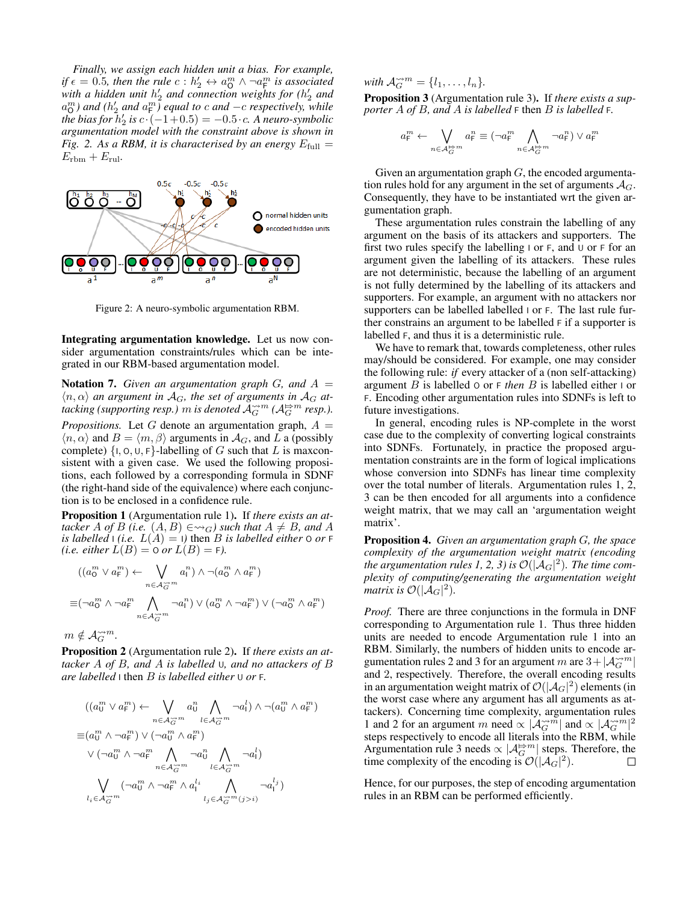*Finally, we assign each hidden unit a bias. For example, if $\epsilon = 0.5$, then the rule $c : h'_2 \leftrightarrow a^m_{\mathsf{O}} \wedge \neg a^m_{\mathsf{F}}$ is associated with a hidden unit $h'_2$ and connection weights for ($h'_2$ and $a^m_{\mathsf{O}}$) and ($h'_2$ and $a^m_{\mathsf{F}}$) equal to $c$ and $-c$ respectively, while the bias for $h'_2$ is $c \cdot (-1 + 0.5) = -0.5 \cdot c$. A neuro-symbolic argumentation model with the constraint above is shown in Fig. 2. As a RBM, it is characterised by an energy $E_{\text{full}} = E_{\text{rbm}} + E_{\text{rul}}$.*

Figure 2: A neuro-symbolic argumentation RBM.

**Integrating argumentation knowledge.** Let us now consider argumentation constraints/rules which can be integrated in our RBM-based argumentation model.

**Notation 7.** *Given an argumentation graph $G$, and $A = \langle n, \alpha \rangle$ an argument in $\mathcal{A}_G$, the set of arguments in $\mathcal{A}_G$ attacking (supporting resp.) $m$ is denoted $\mathcal{A}_G^{\rightsquigarrow m}$ ($\mathcal{A}_G^{\mapsto m}$ resp.).*

*Propositions.* Let $G$ denote an argumentation graph, $A = \langle n, \alpha \rangle$ and $B = \langle m, \beta \rangle$ arguments in $\mathcal{A}_G$, and $L$ a (possibly complete) $\{\mathsf{I}, \mathsf{O}, \mathsf{U}, \mathsf{F}\}$-labelling of $G$ such that $L$ is maxconsistent with a given case. We used the following propositions, each followed by a corresponding formula in SDNF (the right-hand side of the equivalence) where each conjunction is to be enclosed in a confidence rule.

**Proposition 1** (Argumentation rule 1)**.** If *there exists an attacker $A$ of $B$ (i.e. $(A, B) \in \rightsquigarrow_G$) such that $A \neq B$, and $A$ is labelled $\mathsf{I}$ (i.e. $L(A) = \mathsf{I}$)* then *$B$ is labelled either $\mathsf{O}$ or $\mathsf{F}$ (i.e. either $L(B) = \mathsf{O}$ or $L(B) = \mathsf{F}$).*

$$((a^m_{\mathsf{O}} \vee a^m_{\mathsf{F}}) \leftarrow \bigvee_{n \in \mathcal{A}_G^{\rightsquigarrow m}} a^n_{\mathsf{I}}) \wedge \neg(a^m_{\mathsf{O}} \wedge a^m_{\mathsf{F}})$$

$$\equiv (\neg a^m_{\mathsf{O}} \wedge \neg a^m_{\mathsf{F}} \bigwedge_{n \in \mathcal{A}_G^{\rightsquigarrow m}} \neg a^n_{\mathsf{I}}) \vee (a^m_{\mathsf{O}} \wedge \neg a^m_{\mathsf{F}}) \vee (\neg a^m_{\mathsf{O}} \wedge a^m_{\mathsf{F}})$$

$m \notin \mathcal{A}_G^{\rightsquigarrow m}$.

**Proposition 2** (Argumentation rule 2)**.** If *there exists an attacker $A$ of $B$, and $A$ is labelled $\mathsf{U}$, and no attackers of $B$ are labelled* $\mathsf{I}$ then *$B$ is labelled either $\mathsf{U}$ or $\mathsf{F}$.*

$$((a^m_{\mathsf{U}} \vee a^m_{\mathsf{F}}) \leftarrow \bigvee_{n \in \mathcal{A}_G^{\rightsquigarrow m}} a^n_{\mathsf{U}} \bigwedge_{l \in \mathcal{A}_G^{\rightsquigarrow m}} \neg a^l_{\mathsf{I}}) \wedge \neg(a^m_{\mathsf{U}} \wedge a^m_{\mathsf{F}})$$

$$\equiv (a^m_{\mathsf{U}} \wedge \neg a^m_{\mathsf{F}}) \vee (\neg a^m_{\mathsf{U}} \wedge a^m_{\mathsf{F}})$$

$$\vee (\neg a^m_{\mathsf{U}} \wedge \neg a^m_{\mathsf{F}} \bigwedge_{n \in \mathcal{A}_G^{\rightsquigarrow m}} \neg a^n_{\mathsf{U}} \bigwedge_{l \in \mathcal{A}_G^{\rightsquigarrow m}} \neg a^l_{\mathsf{I}})$$

$$\bigvee_{l_i \in \mathcal{A}_G^{\rightsquigarrow m}} (\neg a^m_{\mathsf{U}} \wedge \neg a^m_{\mathsf{F}} \wedge a^{l_i}_{\mathsf{I}} \bigwedge_{l_j \in \mathcal{A}_G^{\rightsquigarrow m} (j > i)} \neg a^{l_j}_{\mathsf{I}})$$

*with $\mathcal{A}_G^{\rightsquigarrow m} = \{l_1, \ldots, l_n\}$.*

**Proposition 3** (Argumentation rule 3)**.** If *there exists a supporter $A$ of $B$, and $A$ is labelled* $\mathsf{F}$ then *$B$ is labelled* $\mathsf{F}$.

$$a^m_{\mathsf{F}} \leftarrow \bigvee_{n \in \mathcal{A}_G^{\mapsto m}} a^n_{\mathsf{F}} \equiv (\neg a^m_{\mathsf{F}} \bigwedge_{n \in \mathcal{A}_G^{\mapsto m}} \neg a^n_{\mathsf{F}}) \vee a^m_{\mathsf{F}}$$

Given an argumentation graph $G$, the encoded argumentation rules hold for any argument in the set of arguments $\mathcal{A}_G$. Consequently, they have to be instantiated wrt the given argumentation graph.

These argumentation rules constrain the labelling of any argument on the basis of its attackers and supporters. The first two rules specify the labelling $\mathsf{I}$ or $\mathsf{F}$, and $\mathsf{U}$ or $\mathsf{F}$ for an argument given the labelling of its attackers. These rules are not deterministic, because the labelling of an argument is not fully determined by the labelling of its attackers and supporters. For example, an argument with no attackers nor supporters can be labelled labelled $\mathsf{I}$ or $\mathsf{F}$. The last rule further constrains an argument to be labelled $\mathsf{F}$ if a supporter is labelled $\mathsf{F}$, and thus it is a deterministic rule.

We have to remark that, towards completeness, other rules may/should be considered. For example, one may consider the following rule: *if* every attacker of a (non self-attacking) argument $B$ is labelled $\mathsf{O}$ or $\mathsf{F}$ *then* $B$ is labelled either $\mathsf{I}$ or $\mathsf{F}$. Encoding other argumentation rules into SDNFs is left to future investigations.

In general, encoding rules is NP-complete in the worst case due to the complexity of converting logical constraints into SDNFs. Fortunately, in practice the proposed argumentation constraints are in the form of logical implications whose conversion into SDNFs has linear time complexity over the total number of literals. Argumentation rules 1, 2, 3 can be then encoded for all arguments into a confidence weight matrix, that we may call an 'argumentation weight matrix'.

**Proposition 4.** *Given an argumentation graph $G$, the space complexity of the argumentation weight matrix (encoding the argumentation rules 1, 2, 3) is $\mathcal{O}(|\mathcal{A}_G|^2)$. The time complexity of computing/generating the argumentation weight matrix is $\mathcal{O}(|\mathcal{A}_G|^2)$.*

*Proof.* There are three conjunctions in the formula in DNF corresponding to Argumentation rule 1. Thus three hidden units are needed to encode Argumentation rule 1 into an RBM. Similarly, the numbers of hidden units to encode argumentation rules 2 and 3 for an argument $m$ are $3 + |\mathcal{A}_G^{\rightsquigarrow m}|$ and 2, respectively. Therefore, the overall encoding results in an argumentation weight matrix of $\mathcal{O}(|\mathcal{A}_G|^2)$ elements (in the worst case where any argument has all arguments as attackers). Concerning time complexity, argumentation rules 1 and 2 for an argument $m$ need $\propto |\mathcal{A}_G^{\rightsquigarrow m}|$ and $\propto |\mathcal{A}_G^{\rightsquigarrow m}|^2$ steps respectively to encode all literals into the RBM, while Argumentation rule 3 needs $\propto |\mathcal{A}_G^{\mapsto m}|$ steps. Therefore, the time complexity of the encoding is $\mathcal{O}(|\mathcal{A}_G|^2)$. $\square$

Hence, for our purposes, the step of encoding argumentation rules in an RBM can be performed efficiently.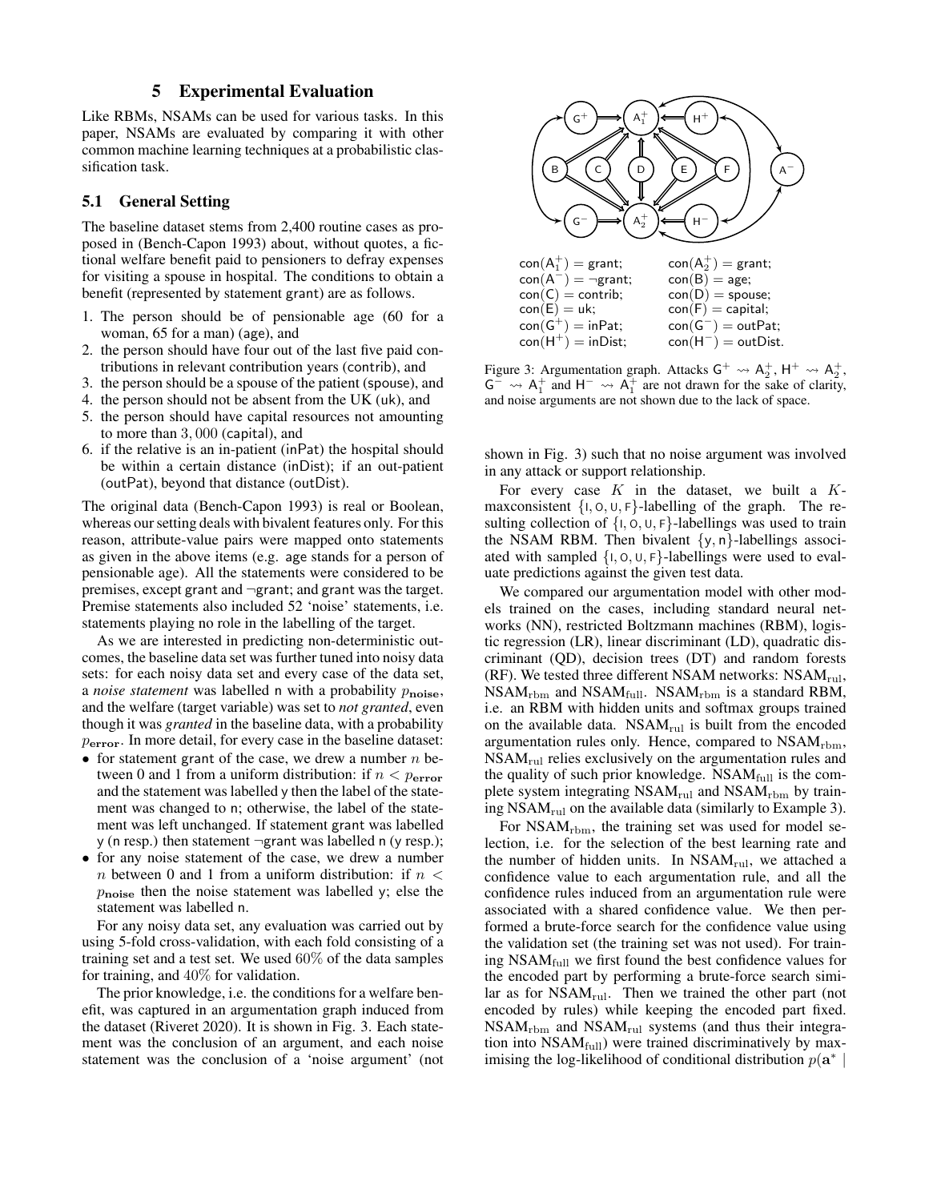## 5 Experimental Evaluation

Like RBMs, NSAMs can be used for various tasks. In this paper, NSAMs are evaluated by comparing it with other common machine learning techniques at a probabilistic classification task.

### 5.1 General Setting

The baseline dataset stems from 2,400 routine cases as proposed in (Bench-Capon 1993) about, without quotes, a fictional welfare benefit paid to pensioners to defray expenses for visiting a spouse in hospital. The conditions to obtain a benefit (represented by statement grant) are as follows.

1. The person should be of pensionable age (60 for a woman, 65 for a man) (age), and
2. the person should have four out of the last five paid contributions in relevant contribution years (contrib), and
3. the person should be a spouse of the patient (spouse), and
4. the person should not be absent from the UK (uk), and
5. the person should have capital resources not amounting to more than 3,000 (capital), and
6. if the relative is an in-patient (inPat) the hospital should be within a certain distance (inDist); if an out-patient (outPat), beyond that distance (outDist).

The original data (Bench-Capon 1993) is real or Boolean, whereas our setting deals with bivalent features only. For this reason, attribute-value pairs were mapped onto statements as given in the above items (e.g. age stands for a person of pensionable age). All the statements were considered to be premises, except grant and ¬grant; and grant was the target. Premise statements also included 52 'noise' statements, i.e. statements playing no role in the labelling of the target.

As we are interested in predicting non-deterministic outcomes, the baseline data set was further tuned into noisy data sets: for each noisy data set and every case of the data set, a *noise statement* was labelled n with a probability $p_{\mathbf{noise}}$, and the welfare (target variable) was set to *not granted*, even though it was *granted* in the baseline data, with a probability $p_{\mathbf{error}}$. In more detail, for every case in the baseline dataset:

- for statement grant of the case, we drew a number $n$ between 0 and 1 from a uniform distribution: if $n < p_{\mathbf{error}}$ and the statement was labelled y then the label of the statement was changed to n; otherwise, the label of the statement was left unchanged. If statement grant was labelled y (n resp.) then statement ¬grant was labelled n (y resp.);
- for any noise statement of the case, we drew a number $n$ between 0 and 1 from a uniform distribution: if $n < p_{\mathbf{noise}}$ then the noise statement was labelled y; else the statement was labelled n.

For any noisy data set, any evaluation was carried out by using 5-fold cross-validation, with each fold consisting of a training set and a test set. We used 60% of the data samples for training, and 40% for validation.

The prior knowledge, i.e. the conditions for a welfare benefit, was captured in an argumentation graph induced from the dataset (Riveret 2020). It is shown in Fig. 3. Each statement was the conclusion of an argument, and each noise statement was the conclusion of a 'noise argument' (not shown in Fig. 3) such that no noise argument was involved in any attack or support relationship.

$\mathsf{con}(\mathsf{A}_1^+) = \mathsf{grant}$; $\mathsf{con}(\mathsf{A}_2^+) = \mathsf{grant}$;
$\mathsf{con}(\mathsf{A}^-) = \neg\mathsf{grant}$; $\mathsf{con}(\mathsf{B}) = \mathsf{age}$;
$\mathsf{con}(\mathsf{C}) = \mathsf{contrib}$; $\mathsf{con}(\mathsf{D}) = \mathsf{spouse}$;
$\mathsf{con}(\mathsf{E}) = \mathsf{uk}$; $\mathsf{con}(\mathsf{F}) = \mathsf{capital}$;
$\mathsf{con}(\mathsf{G}^+) = \mathsf{inPat}$; $\mathsf{con}(\mathsf{G}^-) = \mathsf{outPat}$;
$\mathsf{con}(\mathsf{H}^+) = \mathsf{inDist}$; $\mathsf{con}(\mathsf{H}^-) = \mathsf{outDist}$.

Figure 3: Argumentation graph. Attacks $\mathsf{G}^+ \rightsquigarrow \mathsf{A}_2^+$, $\mathsf{H}^+ \rightsquigarrow \mathsf{A}_2^+$, $\mathsf{G}^- \rightsquigarrow \mathsf{A}_1^+$ and $\mathsf{H}^- \rightsquigarrow \mathsf{A}_1^+$ are not drawn for the sake of clarity, and noise arguments are not shown due to the lack of space.

For every case $K$ in the dataset, we built a $K$-maxconsistent $\{\mathsf{I}, \mathsf{O}, \mathsf{U}, \mathsf{F}\}$-labelling of the graph. The resulting collection of $\{\mathsf{I}, \mathsf{O}, \mathsf{U}, \mathsf{F}\}$-labellings was used to train the NSAM RBM. Then bivalent $\{\mathsf{y}, \mathsf{n}\}$-labellings associated with sampled $\{\mathsf{I}, \mathsf{O}, \mathsf{U}, \mathsf{F}\}$-labellings were used to evaluate predictions against the given test data.

We compared our argumentation model with other models trained on the cases, including standard neural networks (NN), restricted Boltzmann machines (RBM), logistic regression (LR), linear discriminant (LD), quadratic discriminant (QD), decision trees (DT) and random forests (RF). We tested three different NSAM networks: $\text{NSAM}_{\text{rul}}$, $\text{NSAM}_{\text{rbm}}$ and $\text{NSAM}_{\text{full}}$. $\text{NSAM}_{\text{rbm}}$ is a standard RBM, i.e. an RBM with hidden units and softmax groups trained on the available data. $\text{NSAM}_{\text{rul}}$ is built from the encoded argumentation rules only. Hence, compared to $\text{NSAM}_{\text{rbm}}$, $\text{NSAM}_{\text{rul}}$ relies exclusively on the argumentation rules and the quality of such prior knowledge. $\text{NSAM}_{\text{full}}$ is the complete system integrating $\text{NSAM}_{\text{rul}}$ and $\text{NSAM}_{\text{rbm}}$ by training $\text{NSAM}_{\text{rul}}$ on the available data (similarly to Example 3).

For $\text{NSAM}_{\text{rbm}}$, the training set was used for model selection, i.e. for the selection of the best learning rate and the number of hidden units. In $\text{NSAM}_{\text{rul}}$, we attached a confidence value to each argumentation rule, and all the confidence rules induced from an argumentation rule were associated with a shared confidence value. We then performed a brute-force search for the confidence value using the validation set (the training set was not used). For training $\text{NSAM}_{\text{full}}$ we first found the best confidence values for the encoded part by performing a brute-force search similar as for $\text{NSAM}_{\text{rul}}$. Then we trained the other part (not encoded by rules) while keeping the encoded part fixed. $\text{NSAM}_{\text{rbm}}$ and $\text{NSAM}_{\text{rul}}$ systems (and thus their integration into $\text{NSAM}_{\text{full}}$) were trained discriminatively by maximising the log-likelihood of conditional distribution $p(\mathbf{a}^* \mid$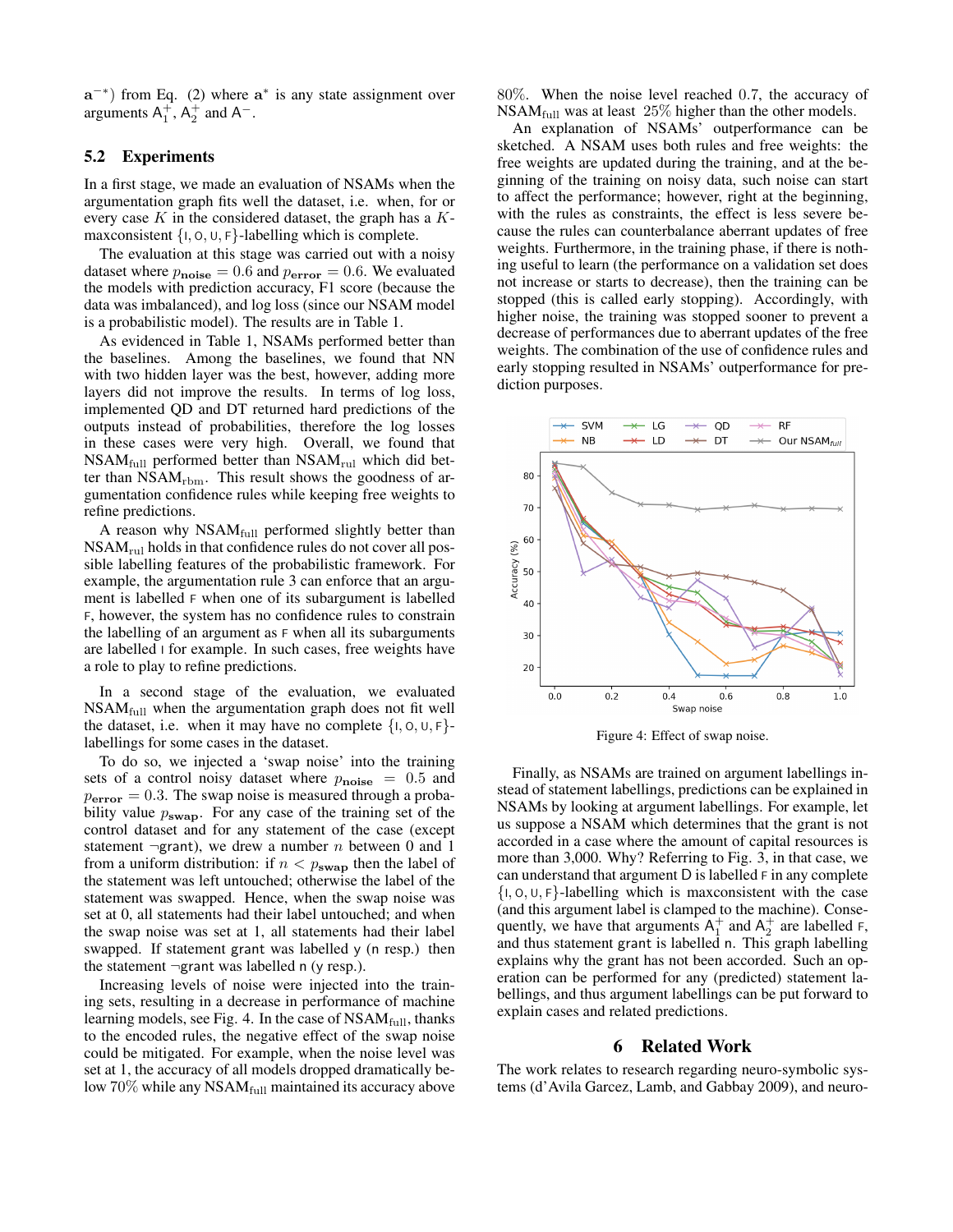$\mathbf{a}^{-*}$) from Eq. (2) where $\mathbf{a}^*$ is any state assignment over arguments $\mathsf{A}_1^+$, $\mathsf{A}_2^+$ and $\mathsf{A}^-$.

### 5.2 Experiments

In a first stage, we made an evaluation of NSAMs when the argumentation graph fits well the dataset, i.e. when, for or every case $K$ in the considered dataset, the graph has a $K$-maxconsistent $\{\mathsf{I}, \mathsf{O}, \mathsf{U}, \mathsf{F}\}$-labelling which is complete.

The evaluation at this stage was carried out with a noisy dataset where $p_{\mathbf{noise}} = 0.6$ and $p_{\mathbf{error}} = 0.6$. We evaluated the models with prediction accuracy, F1 score (because the data was imbalanced), and log loss (since our NSAM model is a probabilistic model). The results are in Table 1.

As evidenced in Table 1, NSAMs performed better than the baselines. Among the baselines, we found that NN with two hidden layer was the best, however, adding more layers did not improve the results. In terms of log loss, implemented QD and DT returned hard predictions of the outputs instead of probabilities, therefore the log losses in these cases were very high. Overall, we found that $\text{NSAM}_{\text{full}}$ performed better than $\text{NSAM}_{\text{rul}}$ which did better than $\text{NSAM}_{\text{rbm}}$. This result shows the goodness of argumentation confidence rules while keeping free weights to refine predictions.

A reason why $\text{NSAM}_{\text{full}}$ performed slightly better than $\text{NSAM}_{\text{rul}}$ holds in that confidence rules do not cover all possible labelling features of the probabilistic framework. For example, the argumentation rule 3 can enforce that an argument is labelled $\mathsf{F}$ when one of its subargument is labelled $\mathsf{F}$, however, the system has no confidence rules to constrain the labelling of an argument as $\mathsf{F}$ when all its subarguments are labelled $\mathsf{I}$ for example. In such cases, free weights have a role to play to refine predictions.

In a second stage of the evaluation, we evaluated $\text{NSAM}_{\text{full}}$ when the argumentation graph does not fit well the dataset, i.e. when it may have no complete $\{\mathsf{I}, \mathsf{O}, \mathsf{U}, \mathsf{F}\}$-labellings for some cases in the dataset.

To do so, we injected a 'swap noise' into the training sets of a control noisy dataset where $p_{\mathbf{noise}} = 0.5$ and $p_{\mathbf{error}} = 0.3$. The swap noise is measured through a probability value $p_{\mathbf{swap}}$. For any case of the training set of the control dataset and for any statement of the case (except statement $\neg$grant), we drew a number $n$ between 0 and 1 from a uniform distribution: if $n < p_{\mathbf{swap}}$ then the label of the statement was left untouched; otherwise the label of the statement was swapped. Hence, when the swap noise was set at 0, all statements had their label untouched; and when the swap noise was set at 1, all statements had their label swapped. If statement grant was labelled y (n resp.) then the statement $\neg$grant was labelled n (y resp.).

Increasing levels of noise were injected into the training sets, resulting in a decrease in performance of machine learning models, see Fig. 4. In the case of $\text{NSAM}_{\text{full}}$, thanks to the encoded rules, the negative effect of the swap noise could be mitigated. For example, when the noise level was set at 1, the accuracy of all models dropped dramatically below $70\%$ while any $\text{NSAM}_{\text{full}}$ maintained its accuracy above $80\%$. When the noise level reached $0.7$, the accuracy of $\text{NSAM}_{\text{full}}$ was at least $25\%$ higher than the other models.

An explanation of NSAMs' outperformance can be sketched. A NSAM uses both rules and free weights: the free weights are updated during the training, and at the beginning of the training on noisy data, such noise can start to affect the performance; however, right at the beginning, with the rules as constraints, the effect is less severe because the rules can counterbalance aberrant updates of free weights. Furthermore, in the training phase, if there is nothing useful to learn (the performance on a validation set does not increase or starts to decrease), then the training can be stopped (this is called early stopping). Accordingly, with higher noise, the training was stopped sooner to prevent a decrease of performances due to aberrant updates of the free weights. The combination of the use of confidence rules and early stopping resulted in NSAMs' outperformance for prediction purposes.

Figure 4: Effect of swap noise.

Finally, as NSAMs are trained on argument labellings instead of statement labellings, predictions can be explained in NSAMs by looking at argument labellings. For example, let us suppose a NSAM which determines that the grant is not accorded in a case where the amount of capital resources is more than 3,000. Why? Referring to Fig. 3, in that case, we can understand that argument D is labelled $\mathsf{F}$ in any complete $\{\mathsf{I}, \mathsf{O}, \mathsf{U}, \mathsf{F}\}$-labelling which is maxconsistent with the case (and this argument label is clamped to the machine). Consequently, we have that arguments $\mathsf{A}_1^+$ and $\mathsf{A}_2^+$ are labelled $\mathsf{F}$, and thus statement grant is labelled n. This graph labelling explains why the grant has not been accorded. Such an operation can be performed for any (predicted) statement labellings, and thus argument labellings can be put forward to explain cases and related predictions.

## 6 Related Work

The work relates to research regarding neuro-symbolic systems (d'Avila Garcez, Lamb, and Gabbay 2009), and neuro-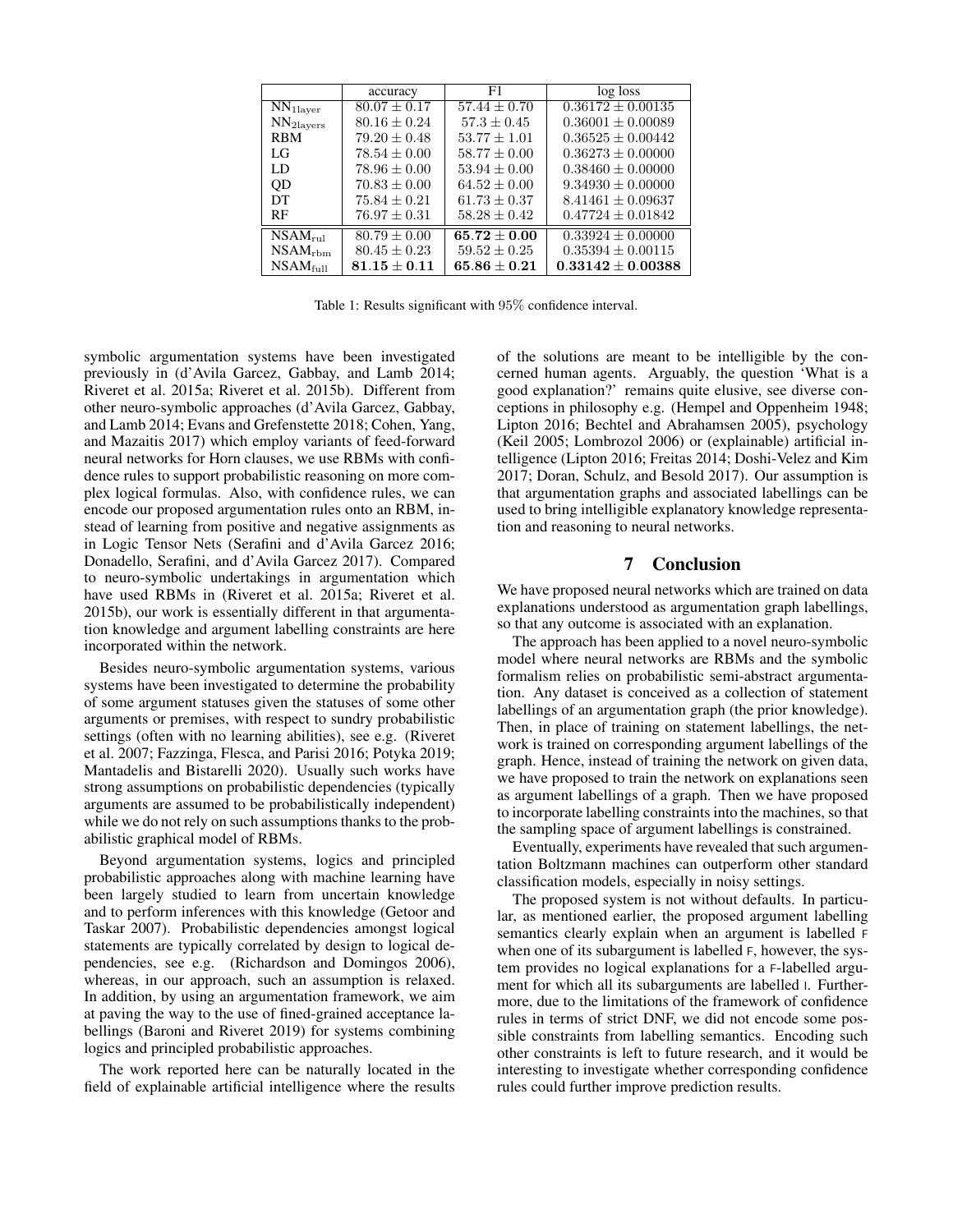|  | accuracy | F1 | log loss |
| --- | --- | --- | --- |
| $NN_{1layer}$ | $80.07 \pm 0.17$ | $57.44 \pm 0.70$ | $0.36172 \pm 0.00135$ |
| $NN_{2layers}$ | $80.16 \pm 0.24$ | $57.3 \pm 0.45$ | $0.36001 \pm 0.00089$ |
| RBM | $79.20 \pm 0.48$ | $53.77 \pm 1.01$ | $0.36525 \pm 0.00442$ |
| LG | $78.54 \pm 0.00$ | $58.77 \pm 0.00$ | $0.36273 \pm 0.00000$ |
| LD | $78.96 \pm 0.00$ | $53.94 \pm 0.00$ | $0.38460 \pm 0.00000$ |
| QD | $70.83 \pm 0.00$ | $64.52 \pm 0.00$ | $9.34930 \pm 0.00000$ |
| DT | $75.84 \pm 0.21$ | $61.73 \pm 0.37$ | $8.41461 \pm 0.09637$ |
| RF | $76.97 \pm 0.31$ | $58.28 \pm 0.42$ | $0.47724 \pm 0.01842$ |
| $NSAM_{rul}$ | $80.79 \pm 0.00$ | $\mathbf{65.72 \pm 0.00}$ | $0.33924 \pm 0.00000$ |
| $NSAM_{rbm}$ | $80.45 \pm 0.23$ | $59.52 \pm 0.25$ | $0.35394 \pm 0.00115$ |
| $NSAM_{full}$ | $\mathbf{81.15 \pm 0.11}$ | $\mathbf{65.86 \pm 0.21}$ | $\mathbf{0.33142 \pm 0.00388}$ |

Table 1: Results significant with 95% confidence interval.

symbolic argumentation systems have been investigated previously in (d'Avila Garcez, Gabbay, and Lamb 2014; Riveret et al. 2015a; Riveret et al. 2015b). Different from other neuro-symbolic approaches (d'Avila Garcez, Gabbay, and Lamb 2014; Evans and Grefenstette 2018; Cohen, Yang, and Mazaitis 2017) which employ variants of feed-forward neural networks for Horn clauses, we use RBMs with confidence rules to support probabilistic reasoning on more complex logical formulas. Also, with confidence rules, we can encode our proposed argumentation rules onto an RBM, instead of learning from positive and negative assignments as in Logic Tensor Nets (Serafini and d'Avila Garcez 2016; Donadello, Serafini, and d'Avila Garcez 2017). Compared to neuro-symbolic undertakings in argumentation which have used RBMs in (Riveret et al. 2015a; Riveret et al. 2015b), our work is essentially different in that argumentation knowledge and argument labelling constraints are here incorporated within the network.

Besides neuro-symbolic argumentation systems, various systems have been investigated to determine the probability of some argument statuses given the statuses of some other arguments or premises, with respect to sundry probabilistic settings (often with no learning abilities), see e.g. (Riveret et al. 2007; Fazzinga, Flesca, and Parisi 2016; Potyka 2019; Mantadelis and Bistarelli 2020). Usually such works have strong assumptions on probabilistic dependencies (typically arguments are assumed to be probabilistically independent) while we do not rely on such assumptions thanks to the probabilistic graphical model of RBMs.

Beyond argumentation systems, logics and principled probabilistic approaches along with machine learning have been largely studied to learn from uncertain knowledge and to perform inferences with this knowledge (Getoor and Taskar 2007). Probabilistic dependencies amongst logical statements are typically correlated by design to logical dependencies, see e.g. (Richardson and Domingos 2006), whereas, in our approach, such an assumption is relaxed. In addition, by using an argumentation framework, we aim at paving the way to the use of fined-grained acceptance labellings (Baroni and Riveret 2019) for systems combining logics and principled probabilistic approaches.

The work reported here can be naturally located in the field of explainable artificial intelligence where the results of the solutions are meant to be intelligible by the concerned human agents. Arguably, the question 'What is a good explanation?' remains quite elusive, see diverse conceptions in philosophy e.g. (Hempel and Oppenheim 1948; Lipton 2016; Bechtel and Abrahamsen 2005), psychology (Keil 2005; Lombrozol 2006) or (explainable) artificial intelligence (Lipton 2016; Freitas 2014; Doshi-Velez and Kim 2017; Doran, Schulz, and Besold 2017). Our assumption is that argumentation graphs and associated labellings can be used to bring intelligible explanatory knowledge representation and reasoning to neural networks.

## 7 Conclusion

We have proposed neural networks which are trained on data explanations understood as argumentation graph labellings, so that any outcome is associated with an explanation.

The approach has been applied to a novel neuro-symbolic model where neural networks are RBMs and the symbolic formalism relies on probabilistic semi-abstract argumentation. Any dataset is conceived as a collection of statement labellings of an argumentation graph (the prior knowledge). Then, in place of training on statement labellings, the network is trained on corresponding argument labellings of the graph. Hence, instead of training the network on given data, we have proposed to train the network on explanations seen as argument labellings of a graph. Then we have proposed to incorporate labelling constraints into the machines, so that the sampling space of argument labellings is constrained.

Eventually, experiments have revealed that such argumentation Boltzmann machines can outperform other standard classification models, especially in noisy settings.

The proposed system is not without defaults. In particular, as mentioned earlier, the proposed argument labelling semantics clearly explain when an argument is labelled F when one of its subargument is labelled F, however, the system provides no logical explanations for a F-labelled argument for which all its subarguments are labelled I. Furthermore, due to the limitations of the framework of confidence rules in terms of strict DNF, we did not encode some possible constraints from labelling semantics. Encoding such other constraints is left to future research, and it would be interesting to investigate whether corresponding confidence rules could further improve prediction results.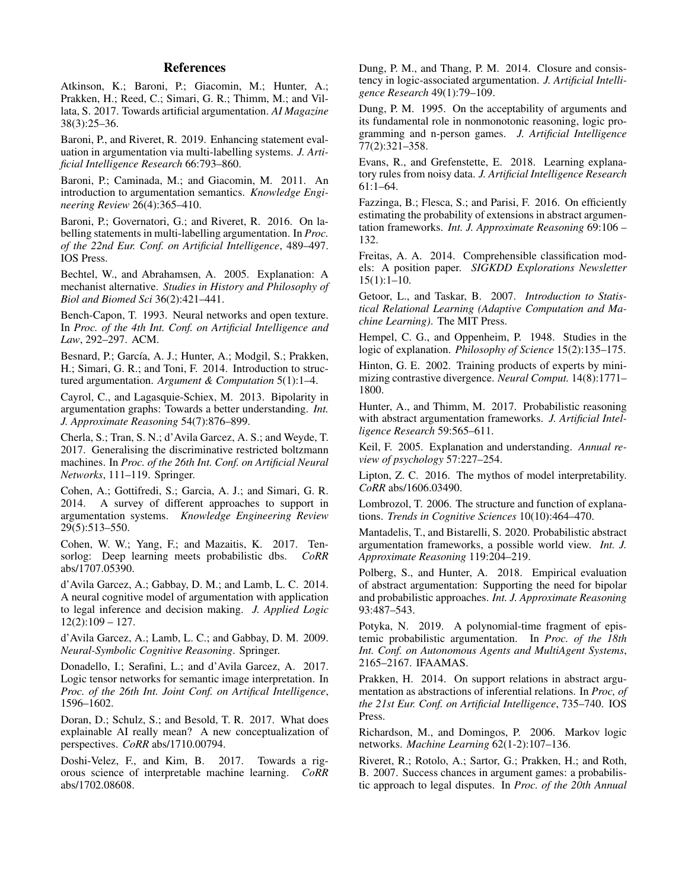## References

Atkinson, K.; Baroni, P.; Giacomin, M.; Hunter, A.; Prakken, H.; Reed, C.; Simari, G. R.; Thimm, M.; and Villata, S. 2017. Towards artificial argumentation. *AI Magazine* 38(3):25–36.

Baroni, P., and Riveret, R. 2019. Enhancing statement evaluation in argumentation via multi-labelling systems. *J. Artificial Intelligence Research* 66:793–860.

Baroni, P.; Caminada, M.; and Giacomin, M. 2011. An introduction to argumentation semantics. *Knowledge Engineering Review* 26(4):365–410.

Baroni, P.; Governatori, G.; and Riveret, R. 2016. On labelling statements in multi-labelling argumentation. In *Proc. of the 22nd Eur. Conf. on Artificial Intelligence*, 489–497. IOS Press.

Bechtel, W., and Abrahamsen, A. 2005. Explanation: A mechanist alternative. *Studies in History and Philosophy of Biol and Biomed Sci* 36(2):421–441.

Bench-Capon, T. 1993. Neural networks and open texture. In *Proc. of the 4th Int. Conf. on Artificial Intelligence and Law*, 292–297. ACM.

Besnard, P.; García, A. J.; Hunter, A.; Modgil, S.; Prakken, H.; Simari, G. R.; and Toni, F. 2014. Introduction to structured argumentation. *Argument & Computation* 5(1):1–4.

Cayrol, C., and Lagasquie-Schiex, M. 2013. Bipolarity in argumentation graphs: Towards a better understanding. *Int. J. Approximate Reasoning* 54(7):876–899.

Cherla, S.; Tran, S. N.; d'Avila Garcez, A. S.; and Weyde, T. 2017. Generalising the discriminative restricted boltzmann machines. In *Proc. of the 26th Int. Conf. on Artificial Neural Networks*, 111–119. Springer.

Cohen, A.; Gottifredi, S.; Garcia, A. J.; and Simari, G. R. 2014. A survey of different approaches to support in argumentation systems. *Knowledge Engineering Review* 29(5):513–550.

Cohen, W. W.; Yang, F.; and Mazaitis, K. 2017. Tensorlog: Deep learning meets probabilistic dbs. *CoRR* abs/1707.05390.

d'Avila Garcez, A.; Gabbay, D. M.; and Lamb, L. C. 2014. A neural cognitive model of argumentation with application to legal inference and decision making. *J. Applied Logic* 12(2):109 – 127.

d'Avila Garcez, A.; Lamb, L. C.; and Gabbay, D. M. 2009. *Neural-Symbolic Cognitive Reasoning*. Springer.

Donadello, I.; Serafini, L.; and d'Avila Garcez, A. 2017. Logic tensor networks for semantic image interpretation. In *Proc. of the 26th Int. Joint Conf. on Artifical Intelligence*, 1596–1602.

Doran, D.; Schulz, S.; and Besold, T. R. 2017. What does explainable AI really mean? A new conceptualization of perspectives. *CoRR* abs/1710.00794.

Doshi-Velez, F., and Kim, B. 2017. Towards a rigorous science of interpretable machine learning. *CoRR* abs/1702.08608.

Dung, P. M., and Thang, P. M. 2014. Closure and consistency in logic-associated argumentation. *J. Artificial Intelligence Research* 49(1):79–109.

Dung, P. M. 1995. On the acceptability of arguments and its fundamental role in nonmonotonic reasoning, logic programming and n-person games. *J. Artificial Intelligence* 77(2):321–358.

Evans, R., and Grefenstette, E. 2018. Learning explanatory rules from noisy data. *J. Artificial Intelligence Research* 61:1–64.

Fazzinga, B.; Flesca, S.; and Parisi, F. 2016. On efficiently estimating the probability of extensions in abstract argumentation frameworks. *Int. J. Approximate Reasoning* 69:106 – 132.

Freitas, A. A. 2014. Comprehensible classification models: A position paper. *SIGKDD Explorations Newsletter* 15(1):1–10.

Getoor, L., and Taskar, B. 2007. *Introduction to Statistical Relational Learning (Adaptive Computation and Machine Learning)*. The MIT Press.

Hempel, C. G., and Oppenheim, P. 1948. Studies in the logic of explanation. *Philosophy of Science* 15(2):135–175.

Hinton, G. E. 2002. Training products of experts by minimizing contrastive divergence. *Neural Comput.* 14(8):1771–1800.

Hunter, A., and Thimm, M. 2017. Probabilistic reasoning with abstract argumentation frameworks. *J. Artificial Intelligence Research* 59:565–611.

Keil, F. 2005. Explanation and understanding. *Annual review of psychology* 57:227–254.

Lipton, Z. C. 2016. The mythos of model interpretability. *CoRR* abs/1606.03490.

Lombrozol, T. 2006. The structure and function of explanations. *Trends in Cognitive Sciences* 10(10):464–470.

Mantadelis, T., and Bistarelli, S. 2020. Probabilistic abstract argumentation frameworks, a possible world view. *Int. J. Approximate Reasoning* 119:204–219.

Polberg, S., and Hunter, A. 2018. Empirical evaluation of abstract argumentation: Supporting the need for bipolar and probabilistic approaches. *Int. J. Approximate Reasoning* 93:487–543.

Potyka, N. 2019. A polynomial-time fragment of epistemic probabilistic argumentation. In *Proc. of the 18th Int. Conf. on Autonomous Agents and MultiAgent Systems*, 2165–2167. IFAAMAS.

Prakken, H. 2014. On support relations in abstract argumentation as abstractions of inferential relations. In *Proc, of the 21st Eur. Conf. on Artificial Intelligence*, 735–740. IOS Press.

Richardson, M., and Domingos, P. 2006. Markov logic networks. *Machine Learning* 62(1-2):107–136.

Riveret, R.; Rotolo, A.; Sartor, G.; Prakken, H.; and Roth, B. 2007. Success chances in argument games: a probabilistic approach to legal disputes. In *Proc. of the 20th Annual*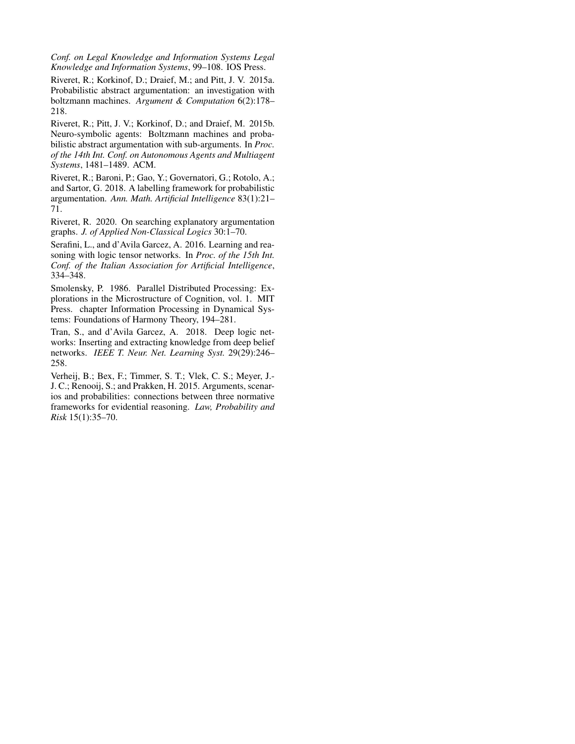*Conf. on Legal Knowledge and Information Systems Legal Knowledge and Information Systems*, 99–108. IOS Press.

Riveret, R.; Korkinof, D.; Draief, M.; and Pitt, J. V. 2015a. Probabilistic abstract argumentation: an investigation with boltzmann machines. *Argument & Computation* 6(2):178–218.

Riveret, R.; Pitt, J. V.; Korkinof, D.; and Draief, M. 2015b. Neuro-symbolic agents: Boltzmann machines and probabilistic abstract argumentation with sub-arguments. In *Proc. of the 14th Int. Conf. on Autonomous Agents and Multiagent Systems*, 1481–1489. ACM.

Riveret, R.; Baroni, P.; Gao, Y.; Governatori, G.; Rotolo, A.; and Sartor, G. 2018. A labelling framework for probabilistic argumentation. *Ann. Math. Artificial Intelligence* 83(1):21–71.

Riveret, R. 2020. On searching explanatory argumentation graphs. *J. of Applied Non-Classical Logics* 30:1–70.

Serafini, L., and d'Avila Garcez, A. 2016. Learning and reasoning with logic tensor networks. In *Proc. of the 15th Int. Conf. of the Italian Association for Artificial Intelligence*, 334–348.

Smolensky, P. 1986. Parallel Distributed Processing: Explorations in the Microstructure of Cognition, vol. 1. MIT Press. chapter Information Processing in Dynamical Systems: Foundations of Harmony Theory, 194–281.

Tran, S., and d'Avila Garcez, A. 2018. Deep logic networks: Inserting and extracting knowledge from deep belief networks. *IEEE T. Neur. Net. Learning Syst.* 29(29):246–258.

Verheij, B.; Bex, F.; Timmer, S. T.; Vlek, C. S.; Meyer, J.-J. C.; Renooij, S.; and Prakken, H. 2015. Arguments, scenarios and probabilities: connections between three normative frameworks for evidential reasoning. *Law, Probability and Risk* 15(1):35–70.